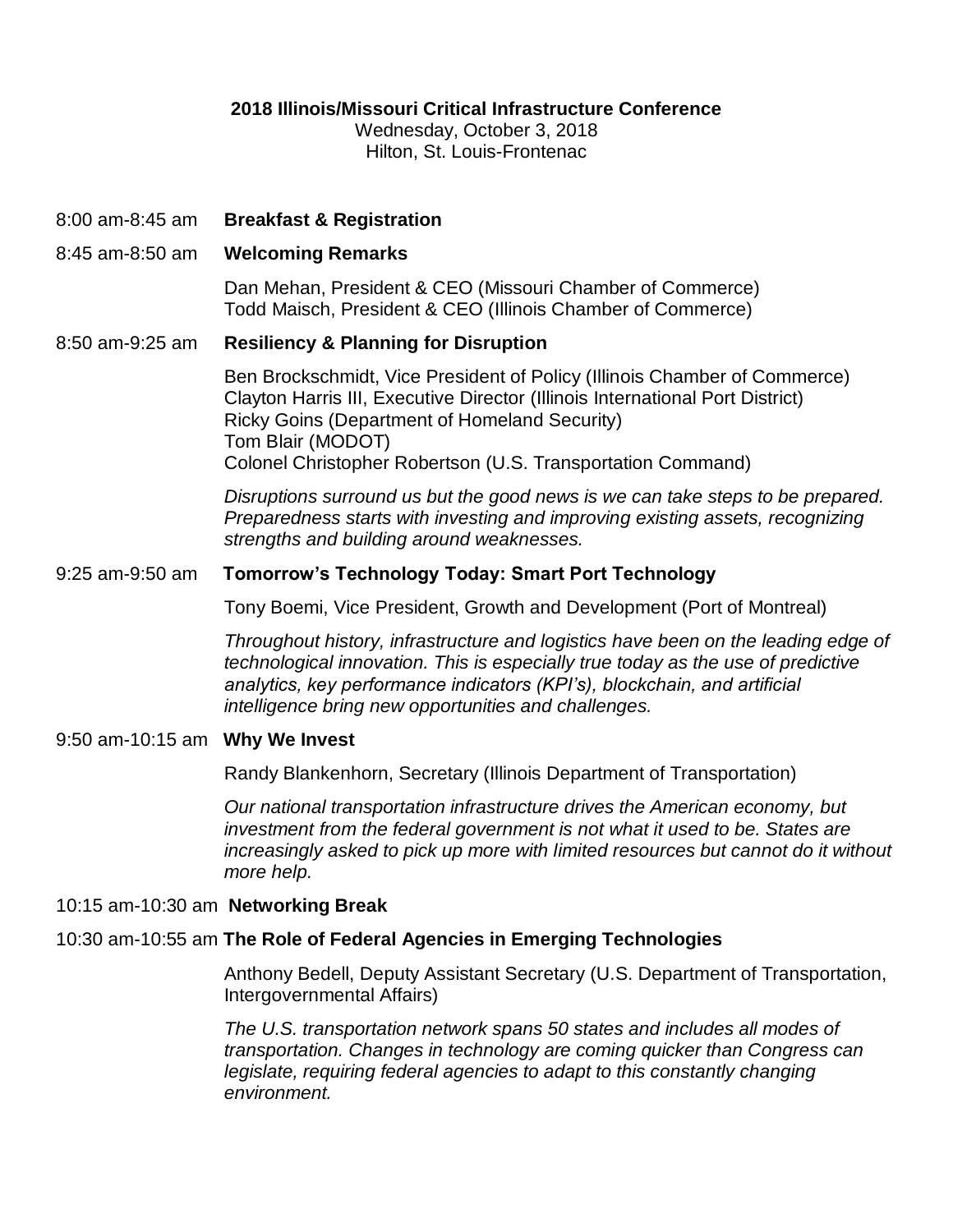**2018 Illinois/Missouri Critical Infrastructure Conference**
Wednesday, October 3, 2018
Hilton, St. Louis-Frontenac

8:00 am-8:45 am **Breakfast & Registration**

8:45 am-8:50 am **Welcoming Remarks**

Dan Mehan, President & CEO (Missouri Chamber of Commerce)
Todd Maisch, President & CEO (Illinois Chamber of Commerce)

8:50 am-9:25 am **Resiliency & Planning for Disruption**

Ben Brockschmidt, Vice President of Policy (Illinois Chamber of Commerce)
Clayton Harris III, Executive Director (Illinois International Port District)
Ricky Goins (Department of Homeland Security)
Tom Blair (MODOT)
Colonel Christopher Robertson (U.S. Transportation Command)

*Disruptions surround us but the good news is we can take steps to be prepared. Preparedness starts with investing and improving existing assets, recognizing strengths and building around weaknesses.*

9:25 am-9:50 am **Tomorrow's Technology Today: Smart Port Technology**

Tony Boemi, Vice President, Growth and Development (Port of Montreal)

*Throughout history, infrastructure and logistics have been on the leading edge of technological innovation. This is especially true today as the use of predictive analytics, key performance indicators (KPI's), blockchain, and artificial intelligence bring new opportunities and challenges.*

9:50 am-10:15 am **Why We Invest**

Randy Blankenhorn, Secretary (Illinois Department of Transportation)

*Our national transportation infrastructure drives the American economy, but investment from the federal government is not what it used to be. States are increasingly asked to pick up more with limited resources but cannot do it without more help.*

10:15 am-10:30 am **Networking Break**

10:30 am-10:55 am **The Role of Federal Agencies in Emerging Technologies**

Anthony Bedell, Deputy Assistant Secretary (U.S. Department of Transportation, Intergovernmental Affairs)

*The U.S. transportation network spans 50 states and includes all modes of transportation. Changes in technology are coming quicker than Congress can legislate, requiring federal agencies to adapt to this constantly changing environment.*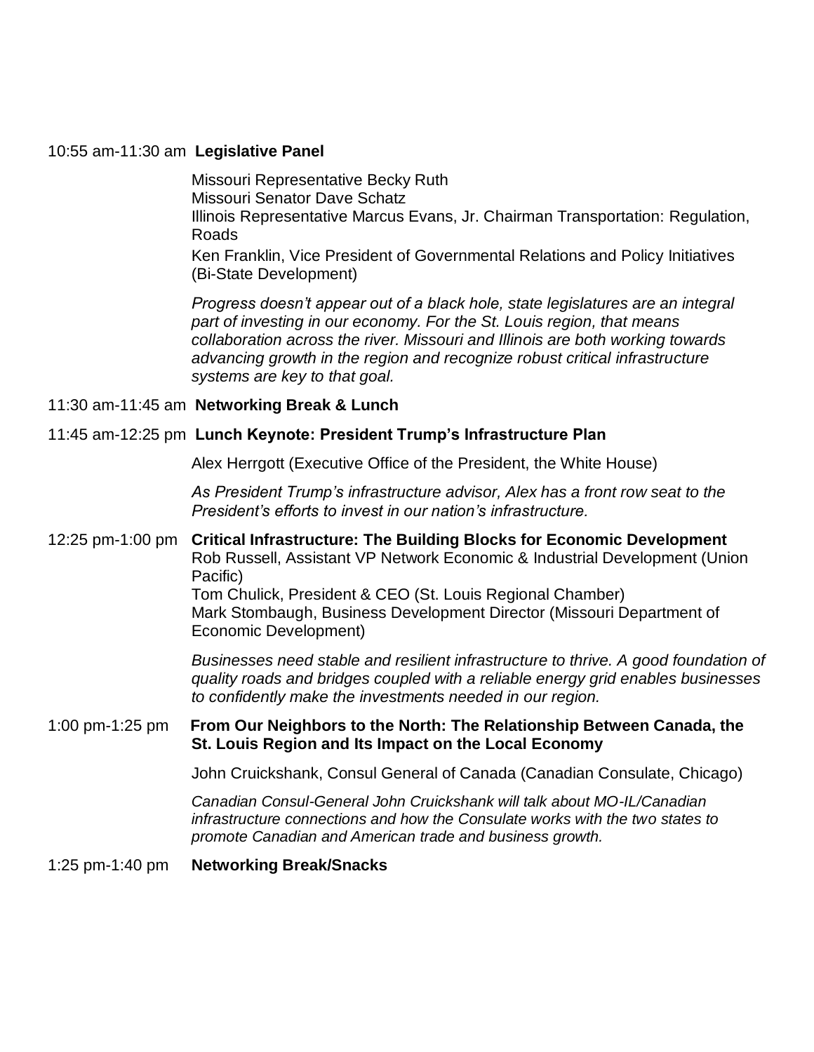10:55 am-11:30 am **Legislative Panel**

Missouri Representative Becky Ruth
Missouri Senator Dave Schatz
Illinois Representative Marcus Evans, Jr. Chairman Transportation: Regulation, Roads
Ken Franklin, Vice President of Governmental Relations and Policy Initiatives (Bi-State Development)

*Progress doesn't appear out of a black hole, state legislatures are an integral part of investing in our economy. For the St. Louis region, that means collaboration across the river. Missouri and Illinois are both working towards advancing growth in the region and recognize robust critical infrastructure systems are key to that goal.*

11:30 am-11:45 am **Networking Break & Lunch**

11:45 am-12:25 pm **Lunch Keynote: President Trump's Infrastructure Plan**

Alex Herrgott (Executive Office of the President, the White House)

*As President Trump's infrastructure advisor, Alex has a front row seat to the President's efforts to invest in our nation's infrastructure.*

12:25 pm-1:00 pm **Critical Infrastructure: The Building Blocks for Economic Development**

Rob Russell, Assistant VP Network Economic & Industrial Development (Union Pacific)
Tom Chulick, President & CEO (St. Louis Regional Chamber)
Mark Stombaugh, Business Development Director (Missouri Department of Economic Development)

*Businesses need stable and resilient infrastructure to thrive. A good foundation of quality roads and bridges coupled with a reliable energy grid enables businesses to confidently make the investments needed in our region.*

1:00 pm-1:25 pm **From Our Neighbors to the North: The Relationship Between Canada, the St. Louis Region and Its Impact on the Local Economy**

John Cruickshank, Consul General of Canada (Canadian Consulate, Chicago)

*Canadian Consul-General John Cruickshank will talk about MO-IL/Canadian infrastructure connections and how the Consulate works with the two states to promote Canadian and American trade and business growth.*

1:25 pm-1:40 pm **Networking Break/Snacks**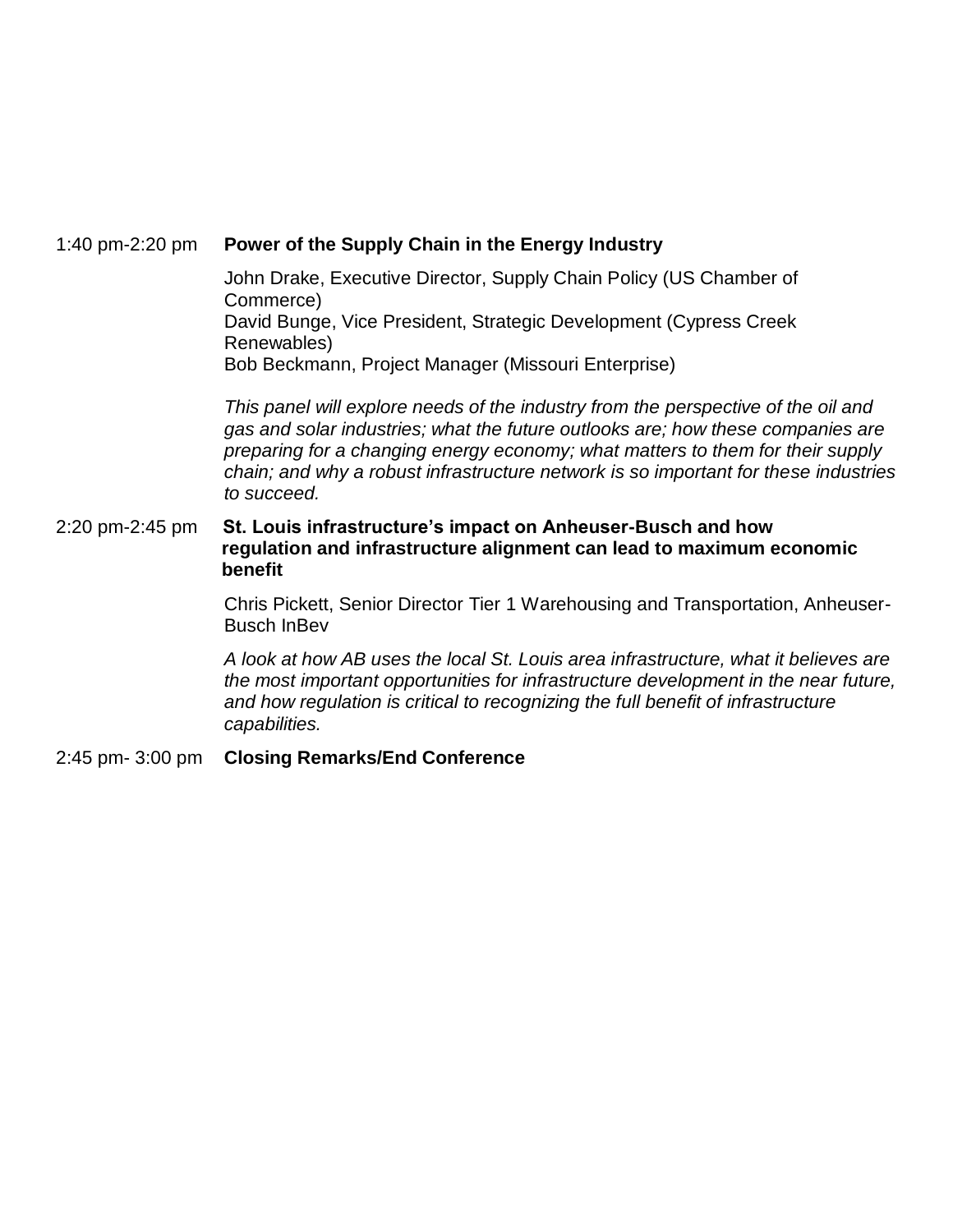1:40 pm-2:20 pm **Power of the Supply Chain in the Energy Industry**

John Drake, Executive Director, Supply Chain Policy (US Chamber of Commerce)
David Bunge, Vice President, Strategic Development (Cypress Creek Renewables)
Bob Beckmann, Project Manager (Missouri Enterprise)

*This panel will explore needs of the industry from the perspective of the oil and gas and solar industries; what the future outlooks are; how these companies are preparing for a changing energy economy; what matters to them for their supply chain; and why a robust infrastructure network is so important for these industries to succeed.*

2:20 pm-2:45 pm **St. Louis infrastructure's impact on Anheuser-Busch and how regulation and infrastructure alignment can lead to maximum economic benefit**

Chris Pickett, Senior Director Tier 1 Warehousing and Transportation, Anheuser-Busch InBev

*A look at how AB uses the local St. Louis area infrastructure, what it believes are the most important opportunities for infrastructure development in the near future, and how regulation is critical to recognizing the full benefit of infrastructure capabilities.*

2:45 pm- 3:00 pm **Closing Remarks/End Conference**